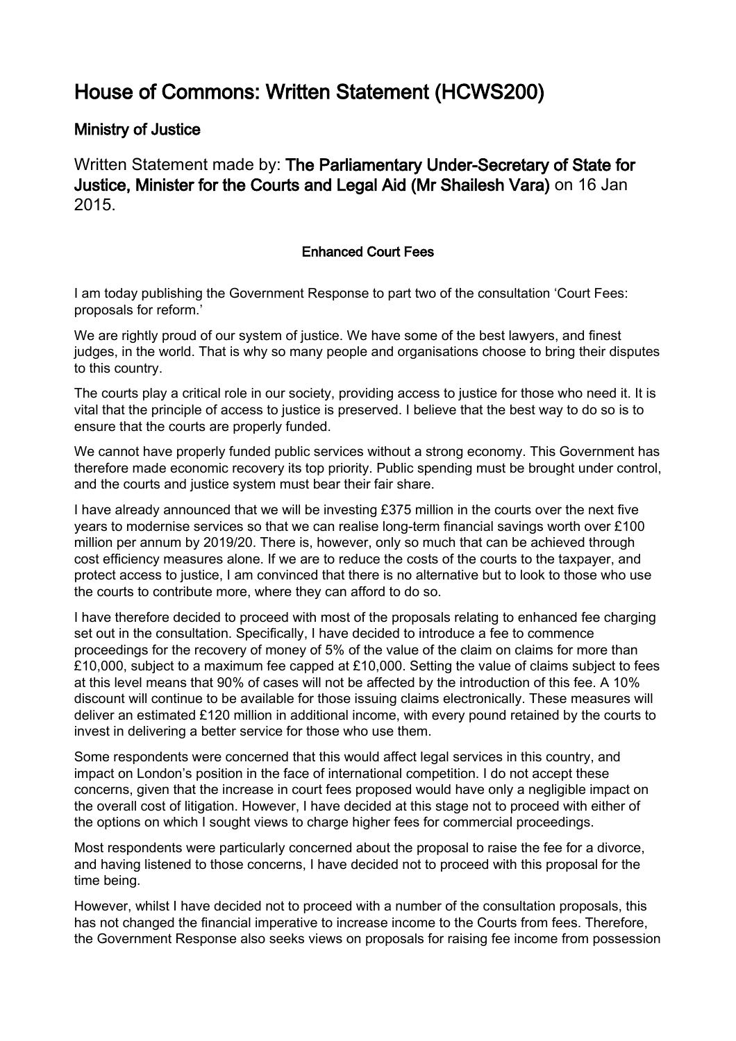# House of Commons: Written Statement (HCWS200)

## Ministry of Justice

Written Statement made by: **The Parliamentary Under-Secretary of State for Justice, Minister for the Courts and Legal Aid (Mr Shailesh Vara)** on 16 Jan 2015.

### Enhanced Court Fees

I am today publishing the Government Response to part two of the consultation 'Court Fees: proposals for reform.'

We are rightly proud of our system of justice. We have some of the best lawyers, and finest judges, in the world. That is why so many people and organisations choose to bring their disputes to this country.

The courts play a critical role in our society, providing access to justice for those who need it. It is vital that the principle of access to justice is preserved. I believe that the best way to do so is to ensure that the courts are properly funded.

We cannot have properly funded public services without a strong economy. This Government has therefore made economic recovery its top priority. Public spending must be brought under control, and the courts and justice system must bear their fair share.

I have already announced that we will be investing £375 million in the courts over the next five years to modernise services so that we can realise long-term financial savings worth over £100 million per annum by 2019/20. There is, however, only so much that can be achieved through cost efficiency measures alone. If we are to reduce the costs of the courts to the taxpayer, and protect access to justice, I am convinced that there is no alternative but to look to those who use the courts to contribute more, where they can afford to do so.

I have therefore decided to proceed with most of the proposals relating to enhanced fee charging set out in the consultation. Specifically, I have decided to introduce a fee to commence proceedings for the recovery of money of 5% of the value of the claim on claims for more than £10,000, subject to a maximum fee capped at £10,000. Setting the value of claims subject to fees at this level means that 90% of cases will not be affected by the introduction of this fee. A 10% discount will continue to be available for those issuing claims electronically. These measures will deliver an estimated £120 million in additional income, with every pound retained by the courts to invest in delivering a better service for those who use them.

Some respondents were concerned that this would affect legal services in this country, and impact on London's position in the face of international competition. I do not accept these concerns, given that the increase in court fees proposed would have only a negligible impact on the overall cost of litigation. However, I have decided at this stage not to proceed with either of the options on which I sought views to charge higher fees for commercial proceedings.

Most respondents were particularly concerned about the proposal to raise the fee for a divorce, and having listened to those concerns, I have decided not to proceed with this proposal for the time being.

However, whilst I have decided not to proceed with a number of the consultation proposals, this has not changed the financial imperative to increase income to the Courts from fees. Therefore, the Government Response also seeks views on proposals for raising fee income from possession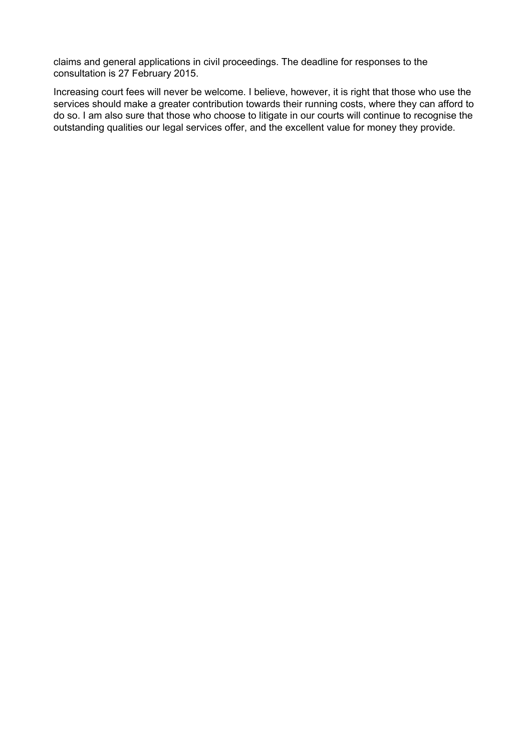claims and general applications in civil proceedings. The deadline for responses to the consultation is 27 February 2015.

Increasing court fees will never be welcome. I believe, however, it is right that those who use the services should make a greater contribution towards their running costs, where they can afford to do so. I am also sure that those who choose to litigate in our courts will continue to recognise the outstanding qualities our legal services offer, and the excellent value for money they provide.